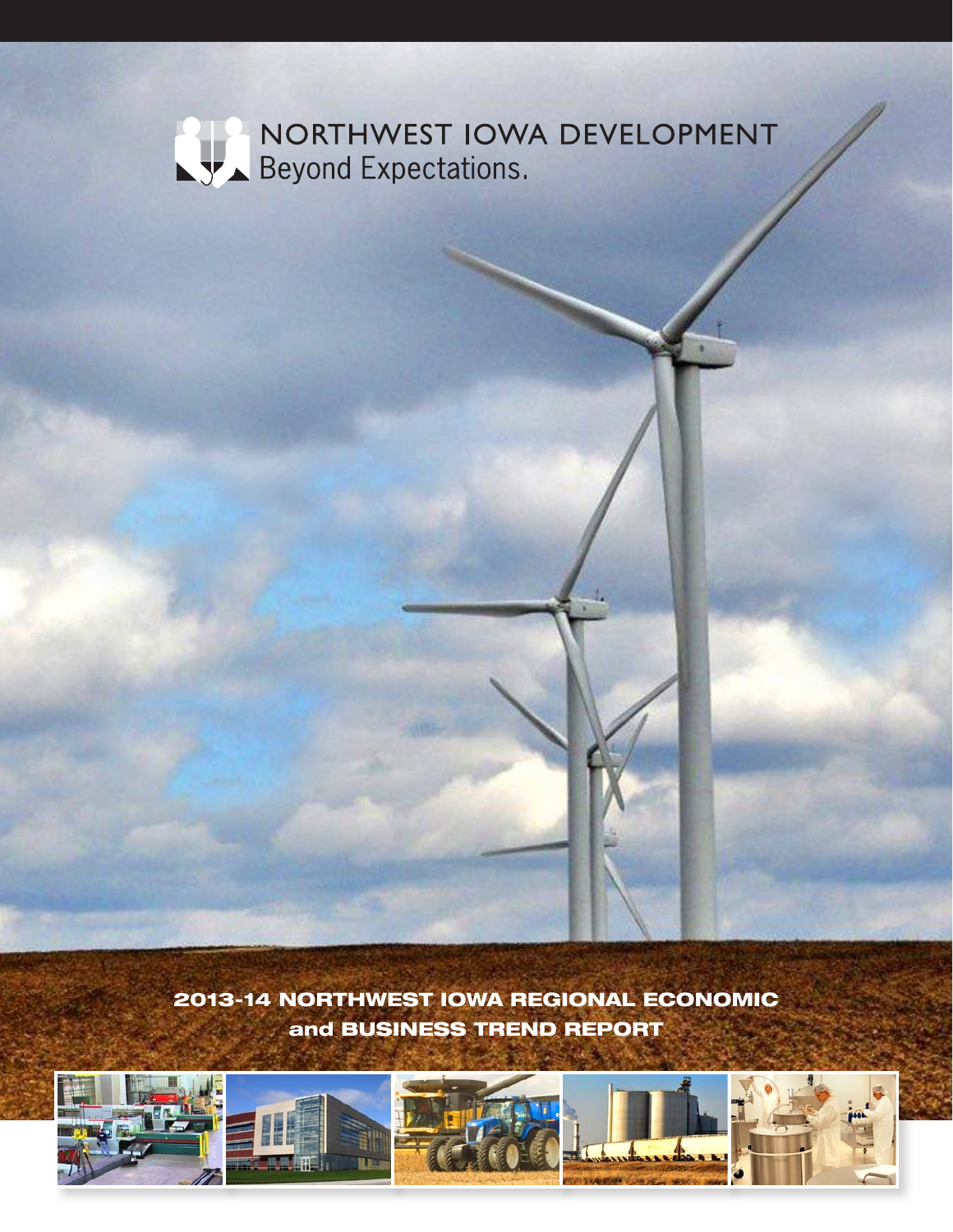NORTHWEST IOWA DEVELOPMENT
Beyond Expectations.

# 2013-14 NORTHWEST IOWA REGIONAL ECONOMIC and BUSINESS TREND REPORT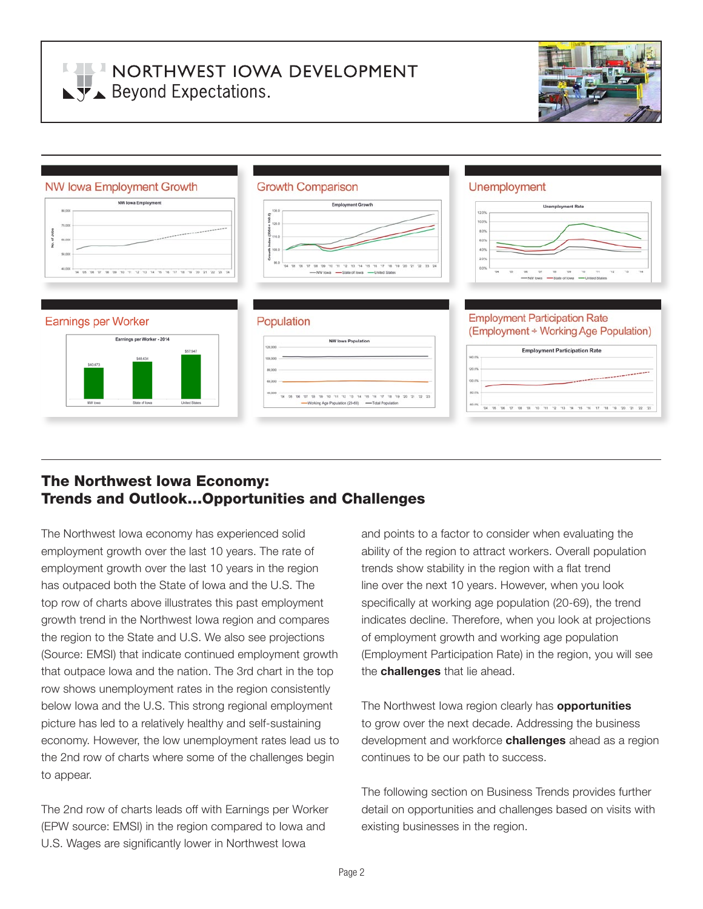# NORTHWEST IOWA DEVELOPMENT
Beyond Expectations.

NW Iowa Employment Growth

Growth Comparison

Unemployment

Earnings per Worker

Population

Employment Participation Rate
(Employment ÷ Working Age Population)

## The Northwest Iowa Economy: Trends and Outlook...Opportunities and Challenges

The Northwest Iowa economy has experienced solid employment growth over the last 10 years. The rate of employment growth over the last 10 years in the region has outpaced both the State of Iowa and the U.S. The top row of charts above illustrates this past employment growth trend in the Northwest Iowa region and compares the region to the State and U.S. We also see projections (Source: EMSI) that indicate continued employment growth that outpace Iowa and the nation. The 3rd chart in the top row shows unemployment rates in the region consistently below Iowa and the U.S. This strong regional employment picture has led to a relatively healthy and self-sustaining economy. However, the low unemployment rates lead us to the 2nd row of charts where some of the challenges begin to appear.

The 2nd row of charts leads off with Earnings per Worker (EPW source: EMSI) in the region compared to Iowa and U.S. Wages are significantly lower in Northwest Iowa and points to a factor to consider when evaluating the ability of the region to attract workers. Overall population trends show stability in the region with a flat trend line over the next 10 years. However, when you look specifically at working age population (20-69), the trend indicates decline. Therefore, when you look at projections of employment growth and working age population (Employment Participation Rate) in the region, you will see the **challenges** that lie ahead.

The Northwest Iowa region clearly has **opportunities** to grow over the next decade. Addressing the business development and workforce **challenges** ahead as a region continues to be our path to success.

The following section on Business Trends provides further detail on opportunities and challenges based on visits with existing businesses in the region.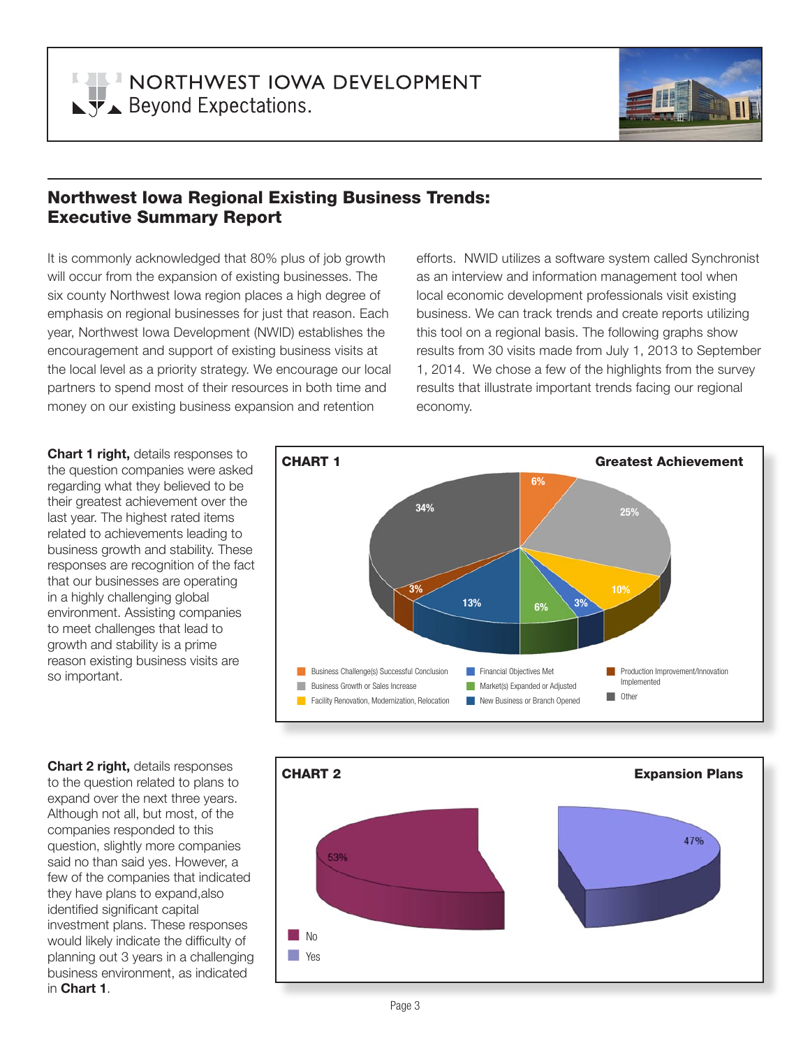NORTHWEST IOWA DEVELOPMENT
Beyond Expectations.

## Northwest Iowa Regional Existing Business Trends: Executive Summary Report

It is commonly acknowledged that 80% plus of job growth will occur from the expansion of existing businesses. The six county Northwest Iowa region places a high degree of emphasis on regional businesses for just that reason. Each year, Northwest Iowa Development (NWID) establishes the encouragement and support of existing business visits at the local level as a priority strategy. We encourage our local partners to spend most of their resources in both time and money on our existing business expansion and retention efforts. NWID utilizes a software system called Synchronist as an interview and information management tool when local economic development professionals visit existing business. We can track trends and create reports utilizing this tool on a regional basis. The following graphs show results from 30 visits made from July 1, 2013 to September 1, 2014. We chose a few of the highlights from the survey results that illustrate important trends facing our regional economy.

**Chart 1 right,** details responses to the question companies were asked regarding what they believed to be their greatest achievement over the last year. The highest rated items related to achievements leading to business growth and stability. These responses are recognition of the fact that our businesses are operating in a highly challenging global environment. Assisting companies to meet challenges that lead to growth and stability is a prime reason existing business visits are so important.

**CHART 1** — **Greatest Achievement**

| Response | Percent |
| --- | --- |
| Business Challenge(s) Successful Conclusion | 6% |
| Business Growth or Sales Increase | 25% |
| Facility Renovation, Modernization, Relocation | 10% |
| Financial Objectives Met | 3% |
| Market(s) Expanded or Adjusted | 6% |
| New Business or Branch Opened | 13% |
| Production Improvement/Innovation Implemented | 3% |
| Other | 34% |

**Chart 2 right,** details responses to the question related to plans to expand over the next three years. Although not all, but most, of the companies responded to this question, slightly more companies said no than said yes. However, a few of the companies that indicated they have plans to expand,also identified significant capital investment plans. These responses would likely indicate the difficulty of planning out 3 years in a challenging business environment, as indicated in **Chart 1**.

**CHART 2** — **Expansion Plans**

| Response | Percent |
| --- | --- |
| No | 53% |
| Yes | 47% |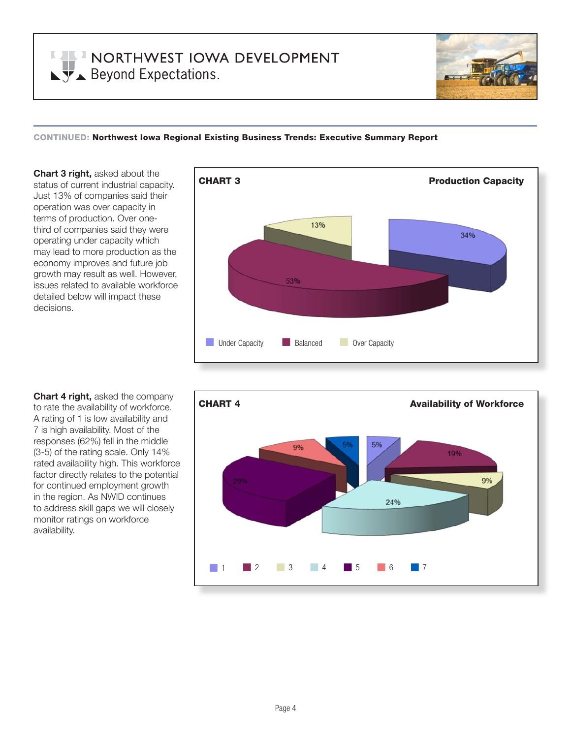# NORTHWEST IOWA DEVELOPMENT
Beyond Expectations.

**CONTINUED: Northwest Iowa Regional Existing Business Trends: Executive Summary Report**

**Chart 3 right,** asked about the status of current industrial capacity. Just 13% of companies said their operation was over capacity in terms of production. Over one-third of companies said they were operating under capacity which may lead to more production as the economy improves and future job growth may result as well. However, issues related to available workforce detailed below will impact these decisions.

**CHART 3** **Production Capacity**

| Category | Percentage |
|---|---|
| Under Capacity | 34% |
| Balanced | 53% |
| Over Capacity | 13% |

**Chart 4 right,** asked the company to rate the availability of workforce. A rating of 1 is low availability and 7 is high availability. Most of the responses (62%) fell in the middle (3-5) of the rating scale. Only 14% rated availability high. This workforce factor directly relates to the potential for continued employment growth in the region. As NWID continues to address skill gaps we will closely monitor ratings on workforce availability.

**CHART 4** **Availability of Workforce**

| Rating | Percentage |
|---|---|
| 1 | 5% |
| 2 | 19% |
| 3 | 9% |
| 4 | 24% |
| 5 | 29% |
| 6 | 9% |
| 7 | 5% |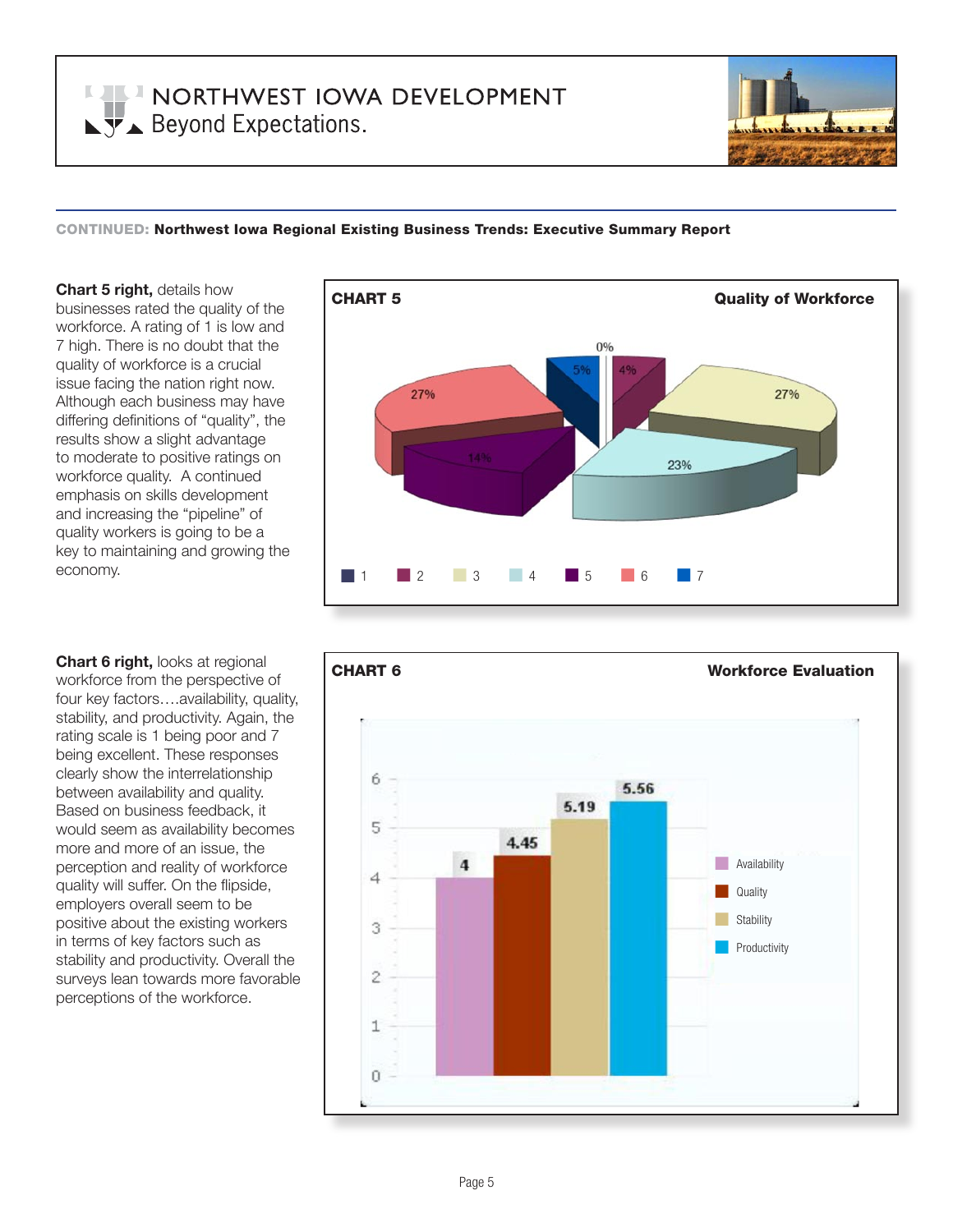**CONTINUED:** **Northwest Iowa Regional Existing Business Trends: Executive Summary Report**

**Chart 5 right,** details how businesses rated the quality of the workforce. A rating of 1 is low and 7 high. There is no doubt that the quality of workforce is a crucial issue facing the nation right now. Although each business may have differing definitions of "quality", the results show a slight advantage to moderate to positive ratings on workforce quality. A continued emphasis on skills development and increasing the "pipeline" of quality workers is going to be a key to maintaining and growing the economy.

**CHART 5** **Quality of Workforce**

| Rating | Percent |
|---|---|
| 1 | 0% |
| 2 | 4% |
| 3 | 27% |
| 4 | 23% |
| 5 | 14% |
| 6 | 27% |
| 7 | 5% |

**Chart 6 right,** looks at regional workforce from the perspective of four key factors….availability, quality, stability, and productivity. Again, the rating scale is 1 being poor and 7 being excellent. These responses clearly show the interrelationship between availability and quality. Based on business feedback, it would seem as availability becomes more and more of an issue, the perception and reality of workforce quality will suffer. On the flipside, employers overall seem to be positive about the existing workers in terms of key factors such as stability and productivity. Overall the surveys lean towards more favorable perceptions of the workforce.

**CHART 6** **Workforce Evaluation**

| Factor | Rating |
|---|---|
| Availability | 4 |
| Quality | 4.45 |
| Stability | 5.19 |
| Productivity | 5.56 |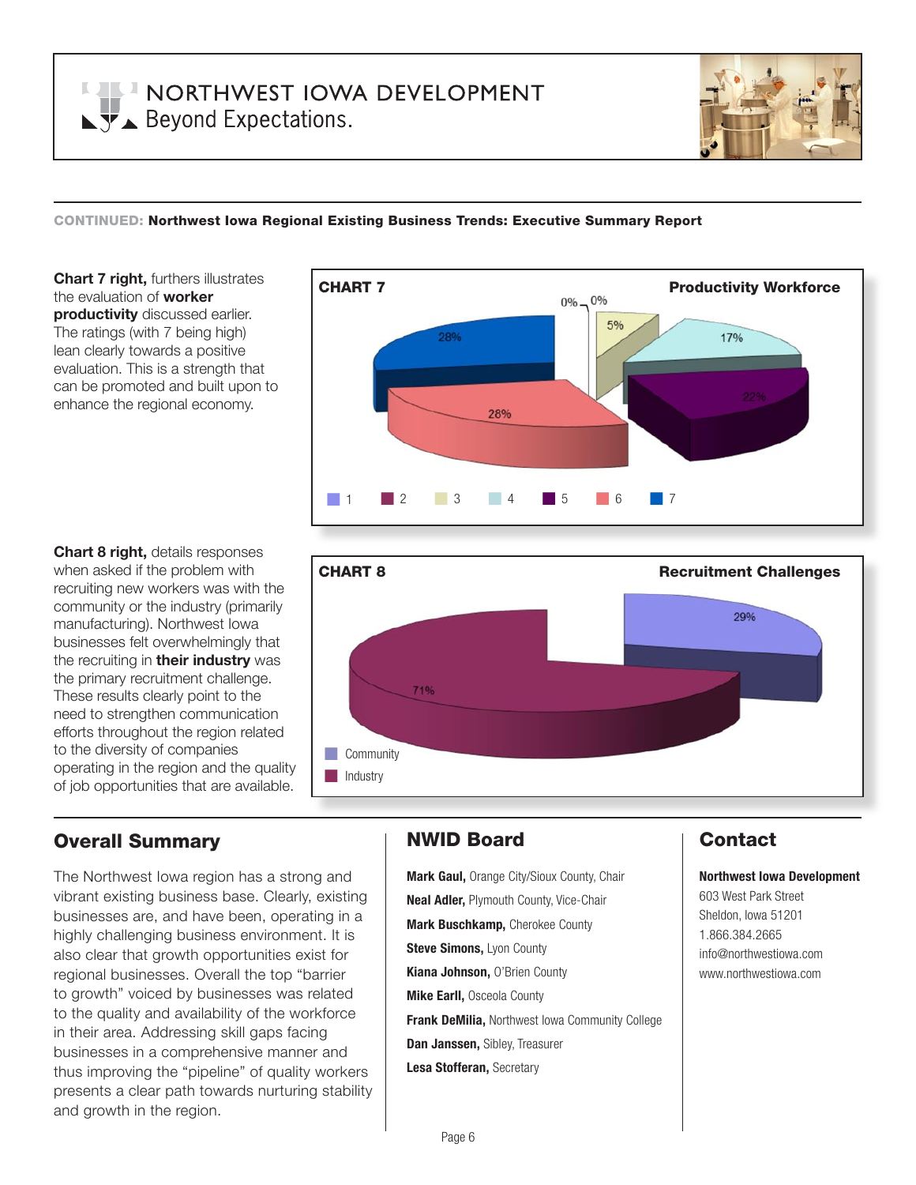NORTHWEST IOWA DEVELOPMENT
Beyond Expectations.

**CONTINUED: Northwest Iowa Regional Existing Business Trends: Executive Summary Report**

**Chart 7 right,** furthers illustrates the evaluation of **worker productivity** discussed earlier. The ratings (with 7 being high) lean clearly towards a positive evaluation. This is a strength that can be promoted and built upon to enhance the regional economy.

**CHART 7** Productivity Workforce

0% 0% 5% 17% 22% 28% 28%

1 2 3 4 5 6 7

**Chart 8 right,** details responses when asked if the problem with recruiting new workers was with the community or the industry (primarily manufacturing). Northwest Iowa businesses felt overwhelmingly that the recruiting in **their industry** was the primary recruitment challenge. These results clearly point to the need to strengthen communication efforts throughout the region related to the diversity of companies operating in the region and the quality of job opportunities that are available.

**CHART 8** Recruitment Challenges

29% 71%

Community
Industry

## Overall Summary

The Northwest Iowa region has a strong and vibrant existing business base. Clearly, existing businesses are, and have been, operating in a highly challenging business environment. It is also clear that growth opportunities exist for regional businesses. Overall the top "barrier to growth" voiced by businesses was related to the quality and availability of the workforce in their area. Addressing skill gaps facing businesses in a comprehensive manner and thus improving the "pipeline" of quality workers presents a clear path towards nurturing stability and growth in the region.

## NWID Board

**Mark Gaul,** Orange City/Sioux County, Chair
**Neal Adler,** Plymouth County, Vice-Chair
**Mark Buschkamp,** Cherokee County
**Steve Simons,** Lyon County
**Kiana Johnson,** O'Brien County
**Mike Earll,** Osceola County
**Frank DeMilia,** Northwest Iowa Community College
**Dan Janssen,** Sibley, Treasurer
**Lesa Stofferan,** Secretary

## Contact

**Northwest Iowa Development**
603 West Park Street
Sheldon, Iowa 51201
1.866.384.2665
info@northwestiowa.com
www.northwestiowa.com